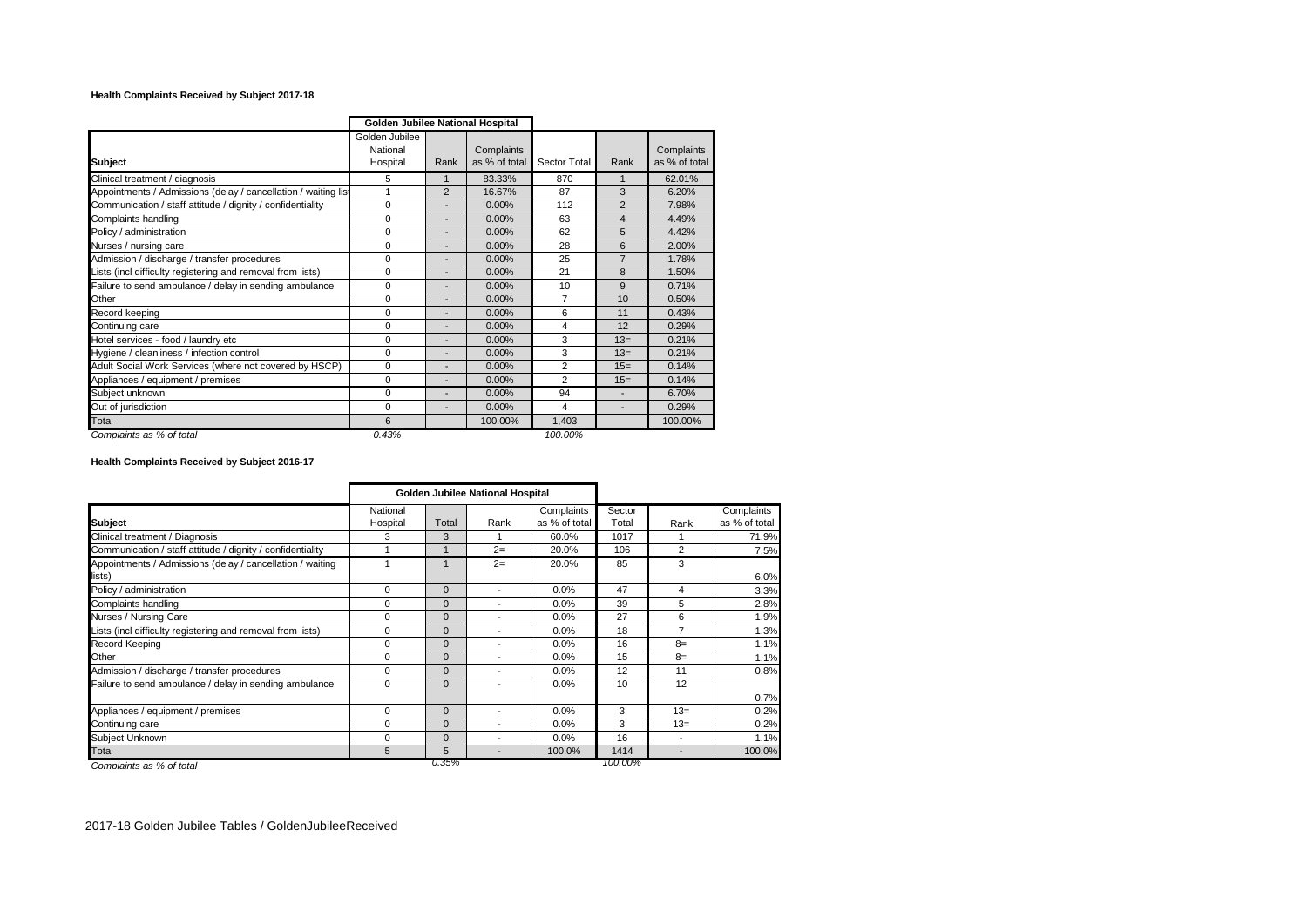**Health Complaints Received by Subject 2017-18**

| | Golden Jubilee National Hospital | | | | | |
|---|---|---|---|---|---|---|
| **Subject** | Golden Jubilee National Hospital | Rank | Complaints as % of total | Sector Total | Rank | Complaints as % of total |
| Clinical treatment / diagnosis | 5 | 1 | 83.33% | 870 | 1 | 62.01% |
| Appointments / Admissions (delay / cancellation / waiting lis | 1 | 2 | 16.67% | 87 | 3 | 6.20% |
| Communication / staff attitude / dignity / confidentiality | 0 | - | 0.00% | 112 | 2 | 7.98% |
| Complaints handling | 0 | - | 0.00% | 63 | 4 | 4.49% |
| Policy / administration | 0 | - | 0.00% | 62 | 5 | 4.42% |
| Nurses / nursing care | 0 | - | 0.00% | 28 | 6 | 2.00% |
| Admission / discharge / transfer procedures | 0 | - | 0.00% | 25 | 7 | 1.78% |
| Lists (incl difficulty registering and removal from lists) | 0 | - | 0.00% | 21 | 8 | 1.50% |
| Failure to send ambulance / delay in sending ambulance | 0 | - | 0.00% | 10 | 9 | 0.71% |
| Other | 0 | - | 0.00% | 7 | 10 | 0.50% |
| Record keeping | 0 | - | 0.00% | 6 | 11 | 0.43% |
| Continuing care | 0 | - | 0.00% | 4 | 12 | 0.29% |
| Hotel services - food / laundry etc | 0 | - | 0.00% | 3 | 13= | 0.21% |
| Hygiene / cleanliness / infection control | 0 | - | 0.00% | 3 | 13= | 0.21% |
| Adult Social Work Services (where not covered by HSCP) | 0 | - | 0.00% | 2 | 15= | 0.14% |
| Appliances / equipment / premises | 0 | - | 0.00% | 2 | 15= | 0.14% |
| Subject unknown | 0 | - | 0.00% | 94 | - | 6.70% |
| Out of jurisdiction | 0 | - | 0.00% | 4 | - | 0.29% |
| Total | 6 | | 100.00% | 1,403 | | 100.00% |
| *Complaints as % of total* | *0.43%* | | | *100.00%* | | |

**Health Complaints Received by Subject 2016-17**

| | Golden Jubilee National Hospital | | | | | | |
|---|---|---|---|---|---|---|---|
| **Subject** | National Hospital | Total | Rank | Complaints as % of total | Sector Total | Rank | Complaints as % of total |
| Clinical treatment / Diagnosis | 3 | 3 | 1 | 60.0% | 1017 | 1 | 71.9% |
| Communication / staff attitude / dignity / confidentiality | 1 | 1 | 2= | 20.0% | 106 | 2 | 7.5% |
| Appointments / Admissions (delay / cancellation / waiting lists) | 1 | 1 | 2= | 20.0% | 85 | 3 | 6.0% |
| Policy / administration | 0 | 0 | - | 0.0% | 47 | 4 | 3.3% |
| Complaints handling | 0 | 0 | - | 0.0% | 39 | 5 | 2.8% |
| Nurses / Nursing Care | 0 | 0 | - | 0.0% | 27 | 6 | 1.9% |
| Lists (incl difficulty registering and removal from lists) | 0 | 0 | - | 0.0% | 18 | 7 | 1.3% |
| Record Keeping | 0 | 0 | - | 0.0% | 16 | 8= | 1.1% |
| Other | 0 | 0 | - | 0.0% | 15 | 8= | 1.1% |
| Admission / discharge / transfer procedures | 0 | 0 | - | 0.0% | 12 | 11 | 0.8% |
| Failure to send ambulance / delay in sending ambulance | 0 | 0 | - | 0.0% | 10 | 12 | 0.7% |
| Appliances / equipment / premises | 0 | 0 | - | 0.0% | 3 | 13= | 0.2% |
| Continuing care | 0 | 0 | - | 0.0% | 3 | 13= | 0.2% |
| Subject Unknown | 0 | 0 | - | 0.0% | 16 | - | 1.1% |
| Total | 5 | 5 | - | 100.0% | 1414 | - | 100.0% |
| *Complaints as % of total* | | *0.35%* | | | *100.00%* | | |

2017-18 Golden Jubilee Tables / GoldenJubileeReceived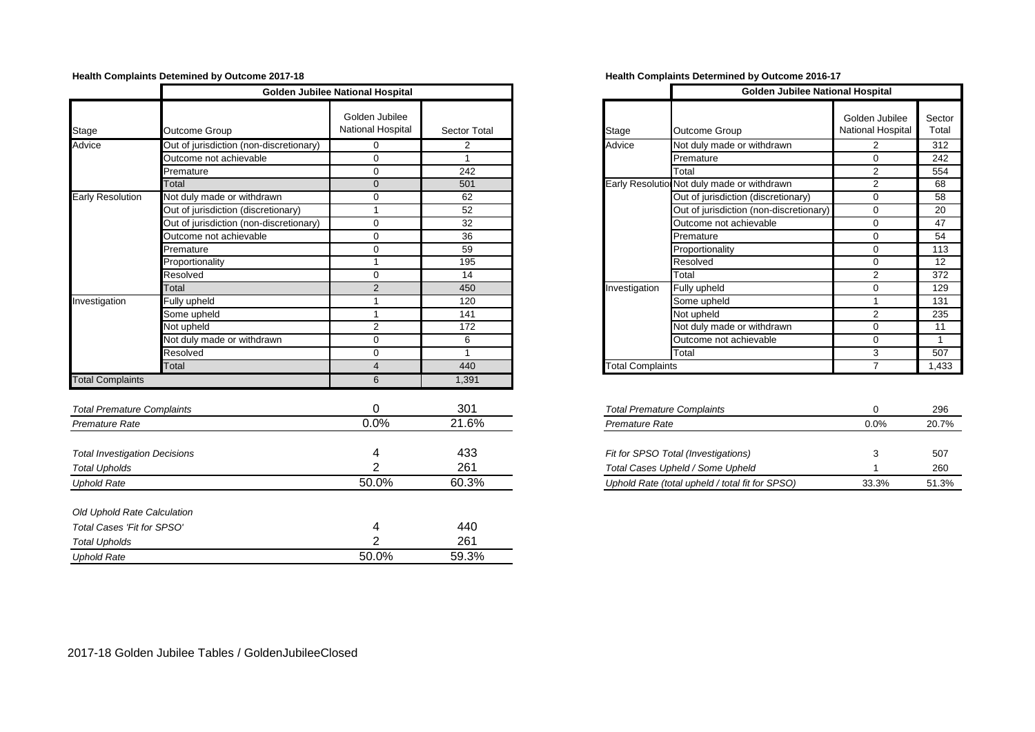**Health Complaints Detemined by Outcome 2017-18**

| | Golden Jubilee National Hospital | | |
|---|---|---|---|
| Stage | Outcome Group | Golden Jubilee National Hospital | Sector Total |
| Advice | Out of jurisdiction (non-discretionary) | 0 | 2 |
| | Outcome not achievable | 0 | 1 |
| | Premature | 0 | 242 |
| | Total | 0 | 501 |
| Early Resolution | Not duly made or withdrawn | 0 | 62 |
| | Out of jurisdiction (discretionary) | 1 | 52 |
| | Out of jurisdiction (non-discretionary) | 0 | 32 |
| | Outcome not achievable | 0 | 36 |
| | Premature | 0 | 59 |
| | Proportionality | 1 | 195 |
| | Resolved | 0 | 14 |
| | Total | 2 | 450 |
| Investigation | Fully upheld | 1 | 120 |
| | Some upheld | 1 | 141 |
| | Not upheld | 2 | 172 |
| | Not duly made or withdrawn | 0 | 6 |
| | Resolved | 0 | 1 |
| | Total | 4 | 440 |
| Total Complaints | | 6 | 1,391 |

| | | |
|---|---|---|
| *Total Premature Complaints* | 0 | 301 |
| *Premature Rate* | 0.0% | 21.6% |
| *Total Investigation Decisions* | 4 | 433 |
| *Total Upholds* | 2 | 261 |
| *Uphold Rate* | 50.0% | 60.3% |
| *Old Uphold Rate Calculation* | | |
| *Total Cases 'Fit for SPSO'* | 4 | 440 |
| *Total Upholds* | 2 | 261 |
| *Uphold Rate* | 50.0% | 59.3% |

**Health Complaints Determined by Outcome 2016-17**

| | Golden Jubilee National Hospital | | |
|---|---|---|---|
| Stage | Outcome Group | Golden Jubilee National Hospital | Sector Total |
| Advice | Not duly made or withdrawn | 2 | 312 |
| | Premature | 0 | 242 |
| | Total | 2 | 554 |
| Early Resolution | Not duly made or withdrawn | 2 | 68 |
| | Out of jurisdiction (discretionary) | 0 | 58 |
| | Out of jurisdiction (non-discretionary) | 0 | 20 |
| | Outcome not achievable | 0 | 47 |
| | Premature | 0 | 54 |
| | Proportionality | 0 | 113 |
| | Resolved | 0 | 12 |
| | Total | 2 | 372 |
| Investigation | Fully upheld | 0 | 129 |
| | Some upheld | 1 | 131 |
| | Not upheld | 2 | 235 |
| | Not duly made or withdrawn | 0 | 11 |
| | Outcome not achievable | 0 | 1 |
| | Total | 3 | 507 |
| Total Complaints | | 7 | 1,433 |

| | | |
|---|---|---|
| *Total Premature Complaints* | 0 | 296 |
| *Premature Rate* | 0.0% | 20.7% |
| *Fit for SPSO Total (Investigations)* | 3 | 507 |
| *Total Cases Upheld / Some Upheld* | 1 | 260 |
| *Uphold Rate (total upheld / total fit for SPSO)* | 33.3% | 51.3% |

2017-18 Golden Jubilee Tables / GoldenJubileeClosed